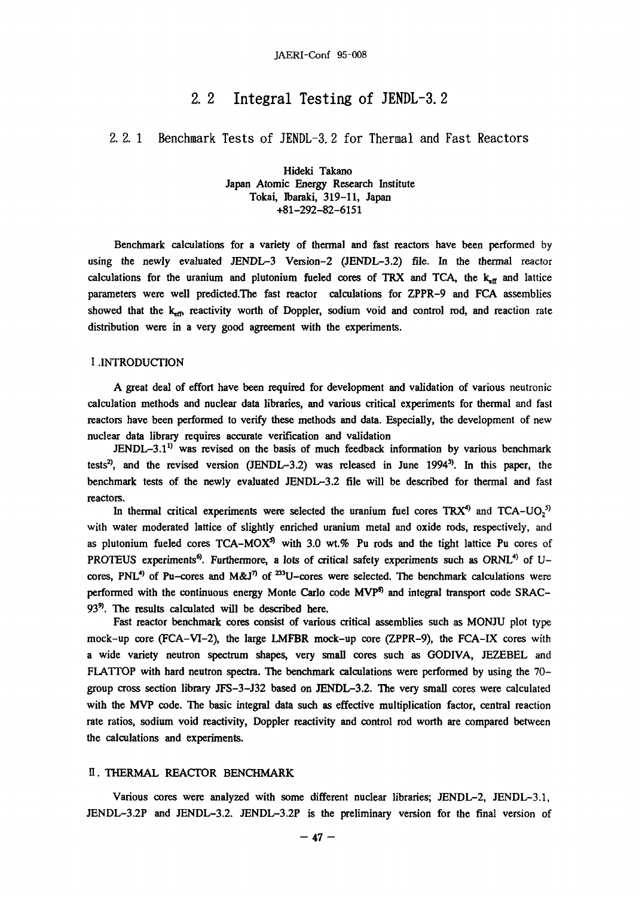# 2.2 Integral Testing of JENDL-3.2

## 2.2.1 Benchmark Tests of JENDL-3.2 for Thermal and Fast Reactors

Hideki Takano
Japan Atomic Energy Research Institute
Tokai, Ibaraki, 319-11, Japan
+81-292-82-6151

Benchmark calculations for a variety of thermal and fast reactors have been performed by using the newly evaluated JENDL-3 Version-2 (JENDL-3.2) file. In the thermal reactor calculations for the uranium and plutonium fueled cores of TRX and TCA, the $k_{eff}$ and lattice parameters were well predicted.The fast reactor calculations for ZPPR-9 and FCA assemblies showed that the $k_{eff}$, reactivity worth of Doppler, sodium void and control rod, and reaction rate distribution were in a very good agreement with the experiments.

### I .INTRODUCTION

A great deal of effort have been required for development and validation of various neutronic calculation methods and nuclear data libraries, and various critical experiments for thermal and fast reactors have been performed to verify these methods and data. Especially, the development of new nuclear data library requires accurate verification and validation

JENDL-3.1[1] was revised on the basis of much feedback information by various benchmark tests[2], and the revised version (JENDL-3.2) was released in June 1994[3]. In this paper, the benchmark tests of the newly evaluated JENDL-3.2 file will be described for thermal and fast reactors.

In thermal critical experiments were selected the uranium fuel cores TRX[4] and TCA-$UO_2$[5] with water moderated lattice of slightly enriched uranium metal and oxide rods, respectively, and as plutonium fueled cores TCA-MOX[5] with 3.0 wt.% Pu rods and the tight lattice Pu cores of PROTEUS experiments[6]. Furthermore, a lots of critical safety experiments such as ORNL[4] of U-cores, PNL[4] of Pu-cores and M&J[7] of $^{233}U$-cores were selected. The benchmark calculations were performed with the continuous energy Monte Carlo code MVP[8] and integral transport code SRAC-93[9]. The results calculated will be described here.

Fast reactor benchmark cores consist of various critical assemblies such as MONJU plot type mock-up core (FCA-VI-2), the large LMFBR mock-up core (ZPPR-9), the FCA-IX cores with a wide variety neutron spectrum shapes, very small cores such as GODIVA, JEZEBEL and FLATTOP with hard neutron spectra. The benchmark calculations were performed by using the 70-group cross section library JFS-3-J32 based on JENDL-3.2. The very small cores were calculated with the MVP code. The basic integral data such as effective multiplication factor, central reaction rate ratios, sodium void reactivity, Doppler reactivity and control rod worth are compared between the calculations and experiments.

### II. THERMAL REACTOR BENCHMARK

Various cores were analyzed with some different nuclear libraries; JENDL-2, JENDL-3.1, JENDL-3.2P and JENDL-3.2. JENDL-3.2P is the preliminary version for the final version of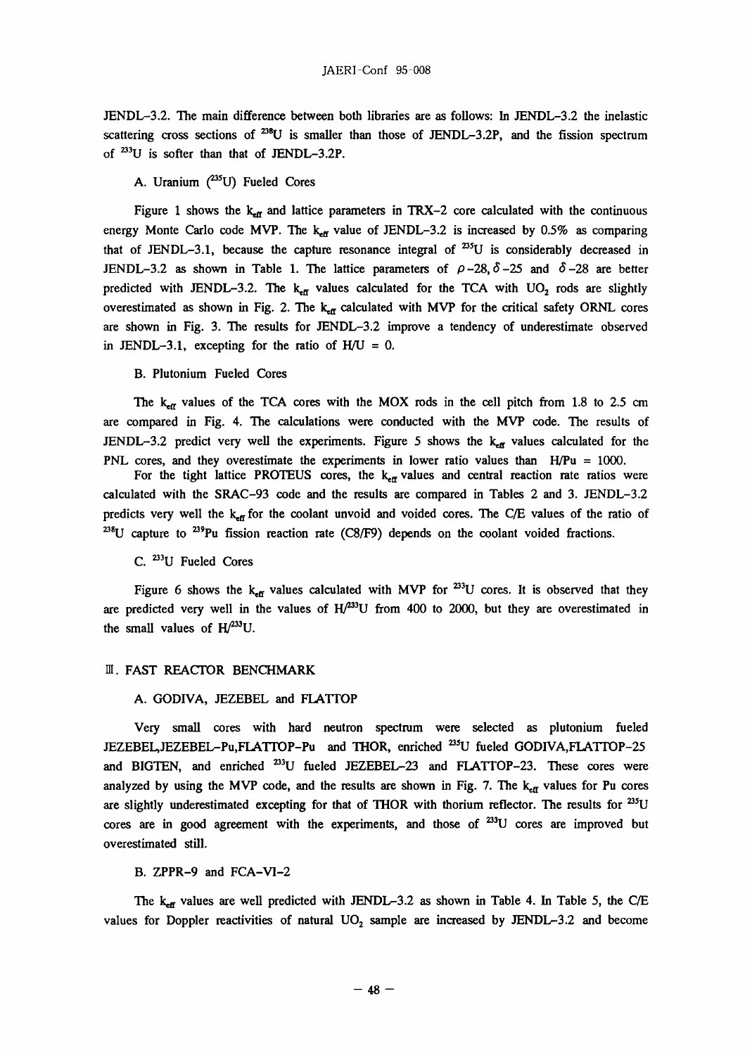JENDL-3.2. The main difference between both libraries are as follows: In JENDL-3.2 the inelastic scattering cross sections of $^{238}U$ is smaller than those of JENDL-3.2P, and the fission spectrum of $^{233}U$ is softer than that of JENDL-3.2P.

### A. Uranium ($^{235}U$) Fueled Cores

Figure 1 shows the $k_{eff}$ and lattice parameters in TRX-2 core calculated with the continuous energy Monte Carlo code MVP. The $k_{eff}$ value of JENDL-3.2 is increased by 0.5% as comparing that of JENDL-3.1, because the capture resonance integral of $^{235}U$ is considerably decreased in JENDL-3.2 as shown in Table 1. The lattice parameters of $\rho$-28, $\delta$-25 and $\delta$-28 are better predicted with JENDL-3.2. The $k_{eff}$ values calculated for the TCA with $UO_2$ rods are slightly overestimated as shown in Fig. 2. The $k_{eff}$ calculated with MVP for the critical safety ORNL cores are shown in Fig. 3. The results for JENDL-3.2 improve a tendency of underestimate observed in JENDL-3.1, excepting for the ratio of H/U = 0.

### B. Plutonium Fueled Cores

The $k_{eff}$ values of the TCA cores with the MOX rods in the cell pitch from 1.8 to 2.5 cm are compared in Fig. 4. The calculations were conducted with the MVP code. The results of JENDL-3.2 predict very well the experiments. Figure 5 shows the $k_{eff}$ values calculated for the PNL cores, and they overestimate the experiments in lower ratio values than H/Pu = 1000.

For the tight lattice PROTEUS cores, the $k_{eff}$ values and central reaction rate ratios were calculated with the SRAC-93 code and the results are compared in Tables 2 and 3. JENDL-3.2 predicts very well the $k_{eff}$ for the coolant unvoid and voided cores. The C/E values of the ratio of $^{238}U$ capture to $^{239}Pu$ fission reaction rate (C8/F9) depends on the coolant voided fractions.

### C. $^{233}U$ Fueled Cores

Figure 6 shows the $k_{eff}$ values calculated with MVP for $^{233}U$ cores. It is observed that they are predicted very well in the values of H/$^{233}U$ from 400 to 2000, but they are overestimated in the small values of H/$^{233}U$.

## III. FAST REACTOR BENCHMARK

### A. GODIVA, JEZEBEL and FLATTOP

Very small cores with hard neutron spectrum were selected as plutonium fueled JEZEBEL,JEZEBEL-Pu,FLATTOP-Pu and THOR, enriched $^{235}U$ fueled GODIVA,FLATTOP-25 and BIGTEN, and enriched $^{233}U$ fueled JEZEBEL-23 and FLATTOP-23. These cores were analyzed by using the MVP code, and the results are shown in Fig. 7. The $k_{eff}$ values for Pu cores are slightly underestimated excepting for that of THOR with thorium reflector. The results for $^{235}U$ cores are in good agreement with the experiments, and those of $^{233}U$ cores are improved but overestimated still.

### B. ZPPR-9 and FCA-VI-2

The $k_{eff}$ values are well predicted with JENDL-3.2 as shown in Table 4. In Table 5, the C/E values for Doppler reactivities of natural $UO_2$ sample are increased by JENDL-3.2 and become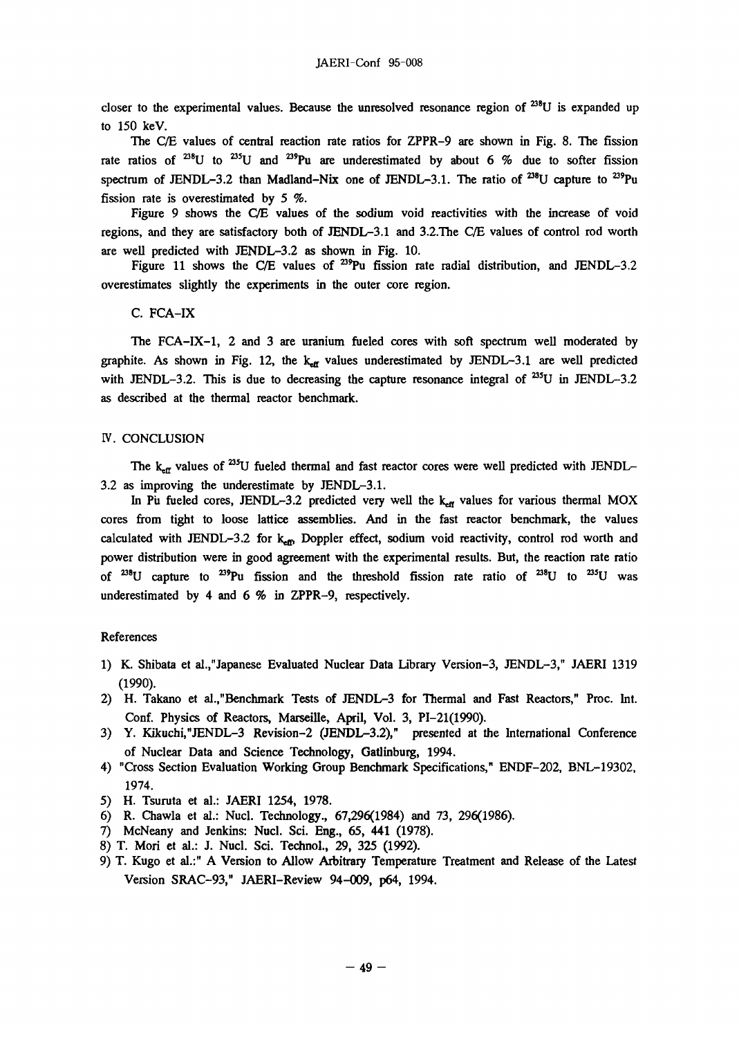closer to the experimental values. Because the unresolved resonance region of $^{238}U$ is expanded up to 150 keV.

The C/E values of central reaction rate ratios for ZPPR-9 are shown in Fig. 8. The fission rate ratios of $^{238}U$ to $^{235}U$ and $^{239}Pu$ are underestimated by about 6 % due to softer fission spectrum of JENDL-3.2 than Madland-Nix one of JENDL-3.1. The ratio of $^{238}U$ capture to $^{239}Pu$ fission rate is overestimated by 5 %.

Figure 9 shows the C/E values of the sodium void reactivities with the increase of void regions, and they are satisfactory both of JENDL-3.1 and 3.2.The C/E values of control rod worth are well predicted with JENDL-3.2 as shown in Fig. 10.

Figure 11 shows the C/E values of $^{239}Pu$ fission rate radial distribution, and JENDL-3.2 overestimates slightly the experiments in the outer core region.

### C. FCA-IX

The FCA-IX-1, 2 and 3 are uranium fueled cores with soft spectrum well moderated by graphite. As shown in Fig. 12, the $k_{eff}$ values underestimated by JENDL-3.1 are well predicted with JENDL-3.2. This is due to decreasing the capture resonance integral of $^{235}U$ in JENDL-3.2 as described at the thermal reactor benchmark.

## IV. CONCLUSION

The $k_{eff}$ values of $^{235}U$ fueled thermal and fast reactor cores were well predicted with JENDL-3.2 as improving the underestimate by JENDL-3.1.

In Pu fueled cores, JENDL-3.2 predicted very well the $k_{eff}$ values for various thermal MOX cores from tight to loose lattice assemblies. And in the fast reactor benchmark, the values calculated with JENDL-3.2 for $k_{eff}$, Doppler effect, sodium void reactivity, control rod worth and power distribution were in good agreement with the experimental results. But, the reaction rate ratio of $^{238}U$ capture to $^{239}Pu$ fission and the threshold fission rate ratio of $^{238}U$ to $^{235}U$ was underestimated by 4 and 6 % in ZPPR-9, respectively.

## References

1) K. Shibata et al.,"Japanese Evaluated Nuclear Data Library Version-3, JENDL-3," JAERI 1319 (1990).
2) H. Takano et al.,"Benchmark Tests of JENDL-3 for Thermal and Fast Reactors," Proc. Int. Conf. Physics of Reactors, Marseille, April, Vol. 3, PI-21(1990).
3) Y. Kikuchi,"JENDL-3 Revision-2 (JENDL-3.2)," presented at the International Conference of Nuclear Data and Science Technology, Gatlinburg, 1994.
4) "Cross Section Evaluation Working Group Benchmark Specifications," ENDF-202, BNL-19302, 1974.
5) H. Tsuruta et al.: JAERI 1254, 1978.
6) R. Chawla et al.: Nucl. Technology., 67,296(1984) and 73, 296(1986).
7) McNeany and Jenkins: Nucl. Sci. Eng., 65, 441 (1978).
8) T. Mori et al.: J. Nucl. Sci. Technol., 29, 325 (1992).
9) T. Kugo et al.:" A Version to Allow Arbitrary Temperature Treatment and Release of the Latest Version SRAC-93," JAERI-Review 94-009, p64, 1994.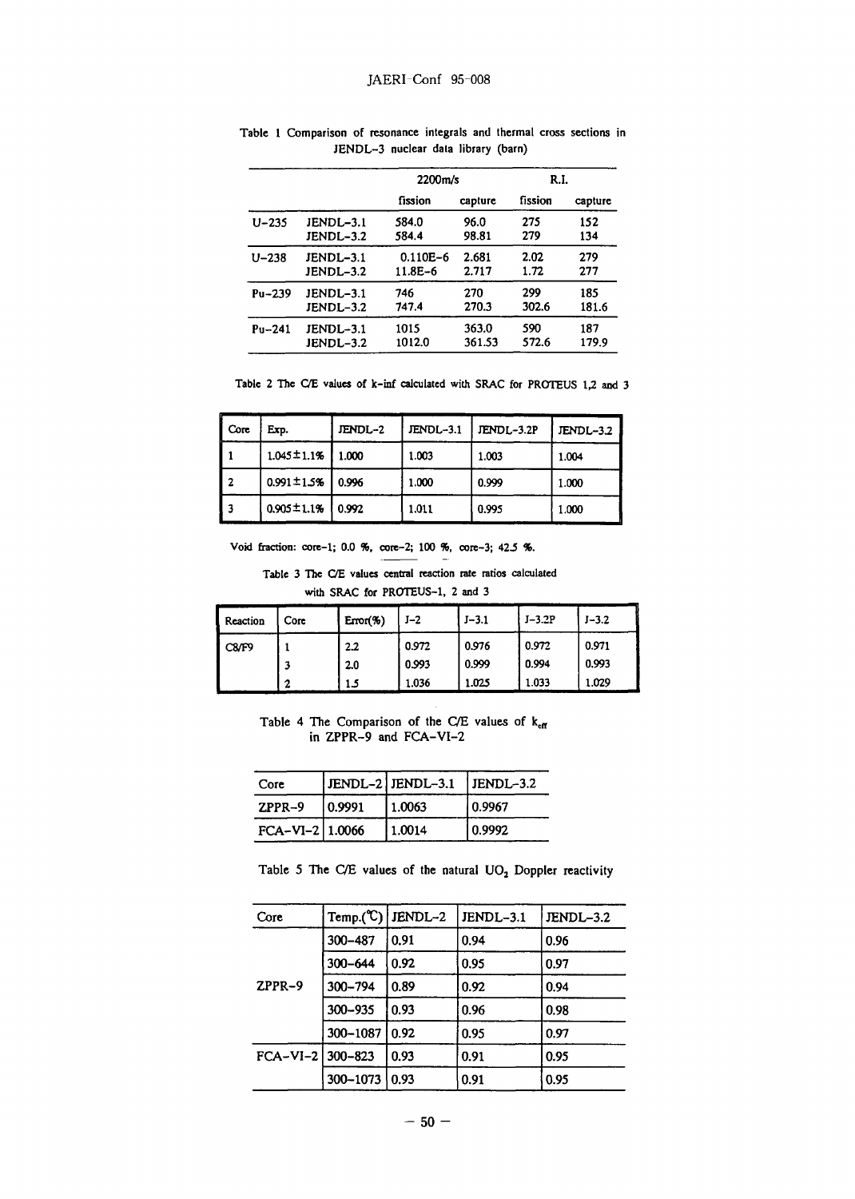Table 1 Comparison of resonance integrals and thermal cross sections in JENDL-3 nuclear data library (barn)

| | | 2200m/s | | R.I. | |
|---|---|---|---|---|---|
| | | fission | capture | fission | capture |
| U-235 | JENDL-3.1 | 584.0 | 96.0 | 275 | 152 |
| | JENDL-3.2 | 584.4 | 98.81 | 279 | 134 |
| U-238 | JENDL-3.1 | 0.110E-6 | 2.681 | 2.02 | 279 |
| | JENDL-3.2 | 11.8E-6 | 2.717 | 1.72 | 277 |
| Pu-239 | JENDL-3.1 | 746 | 270 | 299 | 185 |
| | JENDL-3.2 | 747.4 | 270.3 | 302.6 | 181.6 |
| Pu-241 | JENDL-3.1 | 1015 | 363.0 | 590 | 187 |
| | JENDL-3.2 | 1012.0 | 361.53 | 572.6 | 179.9 |

Table 2 The C/E values of k-inf calculated with SRAC for PROTEUS 1,2 and 3

| Core | Exp. | JENDL-2 | JENDL-3.1 | JENDL-3.2P | JENDL-3.2 |
|---|---|---|---|---|---|
| 1 | 1.045±1.1% | 1.000 | 1.003 | 1.003 | 1.004 |
| 2 | 0.991±1.5% | 0.996 | 1.000 | 0.999 | 1.000 |
| 3 | 0.905±1.1% | 0.992 | 1.011 | 0.995 | 1.000 |

Void fraction: core-1; 0.0 %, core-2; 100 %, core-3; 42.5 %.

Table 3 The C/E values central reaction rate ratios calculated with SRAC for PROTEUS-1, 2 and 3

| Reaction | Core | Error(%) | J-2 | J-3.1 | J-3.2P | J-3.2 |
|---|---|---|---|---|---|---|
| C8/F9 | 1 | 2.2 | 0.972 | 0.976 | 0.972 | 0.971 |
| | 3 | 2.0 | 0.993 | 0.999 | 0.994 | 0.993 |
| | 2 | 1.5 | 1.036 | 1.025 | 1.033 | 1.029 |

Table 4 The Comparison of the C/E values of $k_{eff}$ in ZPPR-9 and FCA-VI-2

| Core | JENDL-2 | JENDL-3.1 | JENDL-3.2 |
|---|---|---|---|
| ZPPR-9 | 0.9991 | 1.0063 | 0.9967 |
| FCA-VI-2 | 1.0066 | 1.0014 | 0.9992 |

Table 5 The C/E values of the natural $UO_2$ Doppler reactivity

| Core | Temp.(℃) | JENDL-2 | JENDL-3.1 | JENDL-3.2 |
|---|---|---|---|---|
| ZPPR-9 | 300-487 | 0.91 | 0.94 | 0.96 |
| | 300-644 | 0.92 | 0.95 | 0.97 |
| | 300-794 | 0.89 | 0.92 | 0.94 |
| | 300-935 | 0.93 | 0.96 | 0.98 |
| | 300-1087 | 0.92 | 0.95 | 0.97 |
| FCA-VI-2 | 300-823 | 0.93 | 0.91 | 0.95 |
| | 300-1073 | 0.93 | 0.91 | 0.95 |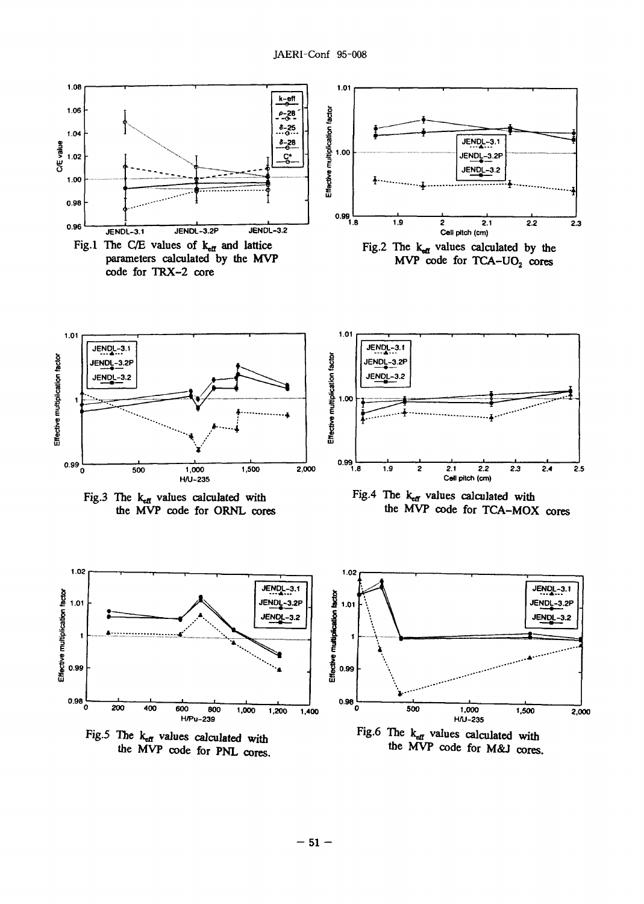Fig.1 The C/E values of $k_{eff}$ and lattice parameters calculated by the MVP code for TRX-2 core

Fig.2 The $k_{eff}$ values calculated by the MVP code for TCA-$UO_2$ cores

Fig.3 The $k_{eff}$ values calculated with the MVP code for ORNL cores

Fig.4 The $k_{eff}$ values calculated with the MVP code for TCA-MOX cores

Fig.5 The $k_{eff}$ values calculated with the MVP code for PNL cores.

Fig.6 The $k_{eff}$ values calculated with the MVP code for M&J cores.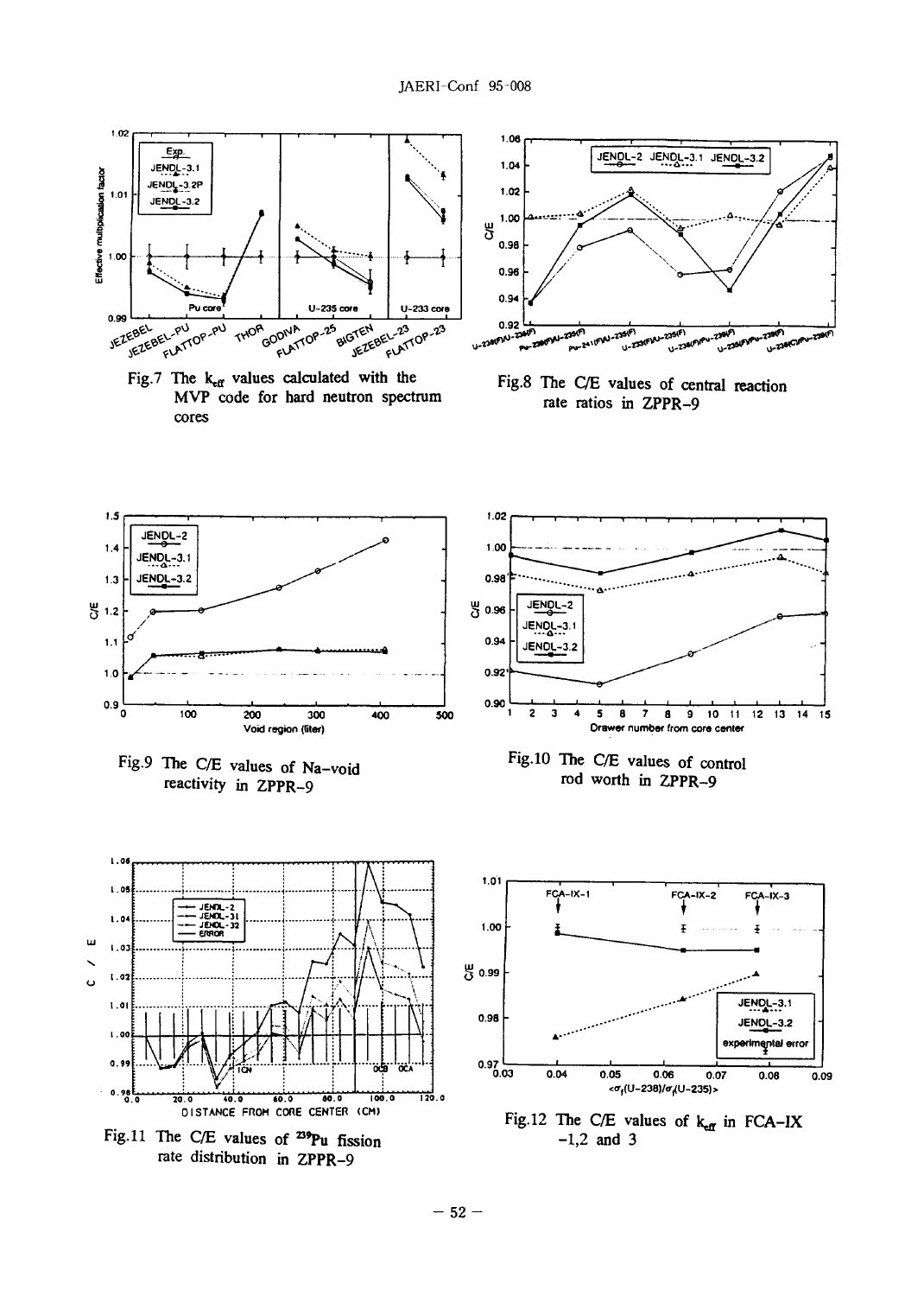Effective multiplication factor

Exp.

JENDL-3.1

JENDL-3.2P

JENDL-3.2

1.02

1.01

1.00

0.99

Pu core

U-235 core

U-233 core

JEZEBEL

JEZEBEL-PU

FLATTOP-PU

THOR

GODIVA

FLATTOP-25

BIGTEN

JEZEBEL-23

FLATTOP-23

Fig.7 The $k_{eff}$ values calculated with the MVP code for hard neutron spectrum cores

C/E

JENDL-2 JENDL-3.1 JENDL-3.2

1.06

1.04

1.02

1.00

0.98

0.96

0.94

0.92

U-238(F)/U-235(F)

Pu-239(F)/U-235(F)

Pu-241(F)/U-235(F)

U-233(F)/U-235(F)

U-238(F)/Pu-239(F)

U-235(F)/Pu-239(F)

U-238(C)/Pu-239(F)

Fig.8 The C/E values of central reaction rate ratios in ZPPR-9

C/E

JENDL-2

JENDL-3.1

JENDL-3.2

1.5

1.4

1.3

1.2

1.1

1.0

0.9

0 100 200 300 400 500

Void region (liter)

Fig.9 The C/E values of Na-void reactivity in ZPPR-9

C/E

1.02

1.00

0.98

0.96

0.94

0.92

0.90

JENDL-2

JENDL-3.1

JENDL-3.2

1 2 3 4 5 6 7 8 9 10 11 12 13 14 15

Drawer number from core center

Fig.10 The C/E values of control rod worth in ZPPR-9

C / E

1.06

1.05

1.04

1.03

1.02

1.01

1.00

0.99

0.98

JENDL-2

JENDL-31

JENDL-32

ERROR

ICN

OCB

OCA

0.0 20.0 40.0 60.0 80.0 100.0 120.0

DISTANCE FROM CORE CENTER (CM)

Fig.11 The C/E values of $^{239}$Pu fission rate distribution in ZPPR-9

C/E

1.01

1.00

0.99

0.98

0.97

FCA-IX-1

FCA-IX-2

FCA-IX-3

JENDL-3.1

JENDL-3.2

experimental error

0.03 0.04 0.05 0.06 0.07 0.08 0.09

$<\sigma_f(U\text{-}238)/\sigma_f(U\text{-}235)>$

Fig.12 The C/E values of $k_{eff}$ in FCA-IX -1,2 and 3